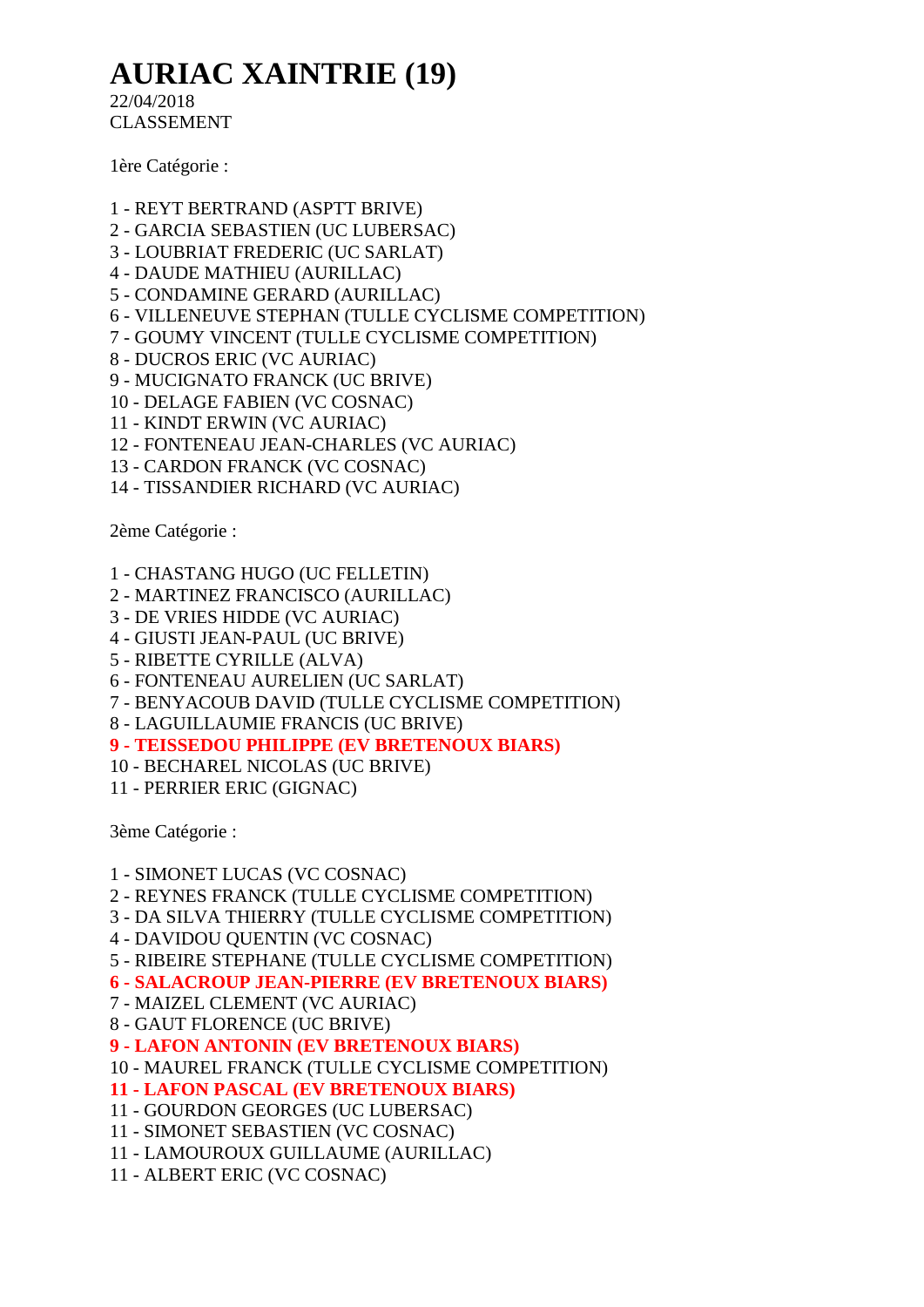# AURIAC XAINTRIE (19)

22/04/2018
CLASSEMENT

1ère Catégorie :

1 - REYT BERTRAND (ASPTT BRIVE)
2 - GARCIA SEBASTIEN (UC LUBERSAC)
3 - LOUBRIAT FREDERIC (UC SARLAT)
4 - DAUDE MATHIEU (AURILLAC)
5 - CONDAMINE GERARD (AURILLAC)
6 - VILLENEUVE STEPHAN (TULLE CYCLISME COMPETITION)
7 - GOUMY VINCENT (TULLE CYCLISME COMPETITION)
8 - DUCROS ERIC (VC AURIAC)
9 - MUCIGNATO FRANCK (UC BRIVE)
10 - DELAGE FABIEN (VC COSNAC)
11 - KINDT ERWIN (VC AURIAC)
12 - FONTENEAU JEAN-CHARLES (VC AURIAC)
13 - CARDON FRANCK (VC COSNAC)
14 - TISSANDIER RICHARD (VC AURIAC)

2ème Catégorie :

1 - CHASTANG HUGO (UC FELLETIN)
2 - MARTINEZ FRANCISCO (AURILLAC)
3 - DE VRIES HIDDE (VC AURIAC)
4 - GIUSTI JEAN-PAUL (UC BRIVE)
5 - RIBETTE CYRILLE (ALVA)
6 - FONTENEAU AURELIEN (UC SARLAT)
7 - BENYACOUB DAVID (TULLE CYCLISME COMPETITION)
8 - LAGUILLAUMIE FRANCIS (UC BRIVE)
**9 - TEISSEDOU PHILIPPE (EV BRETENOUX BIARS)**
10 - BECHAREL NICOLAS (UC BRIVE)
11 - PERRIER ERIC (GIGNAC)

3ème Catégorie :

1 - SIMONET LUCAS (VC COSNAC)
2 - REYNES FRANCK (TULLE CYCLISME COMPETITION)
3 - DA SILVA THIERRY (TULLE CYCLISME COMPETITION)
4 - DAVIDOU QUENTIN (VC COSNAC)
5 - RIBEIRE STEPHANE (TULLE CYCLISME COMPETITION)
**6 - SALACROUP JEAN-PIERRE (EV BRETENOUX BIARS)**
7 - MAIZEL CLEMENT (VC AURIAC)
8 - GAUT FLORENCE (UC BRIVE)
**9 - LAFON ANTONIN (EV BRETENOUX BIARS)**
10 - MAUREL FRANCK (TULLE CYCLISME COMPETITION)
**11 - LAFON PASCAL (EV BRETENOUX BIARS)**
11 - GOURDON GEORGES (UC LUBERSAC)
11 - SIMONET SEBASTIEN (VC COSNAC)
11 - LAMOUROUX GUILLAUME (AURILLAC)
11 - ALBERT ERIC (VC COSNAC)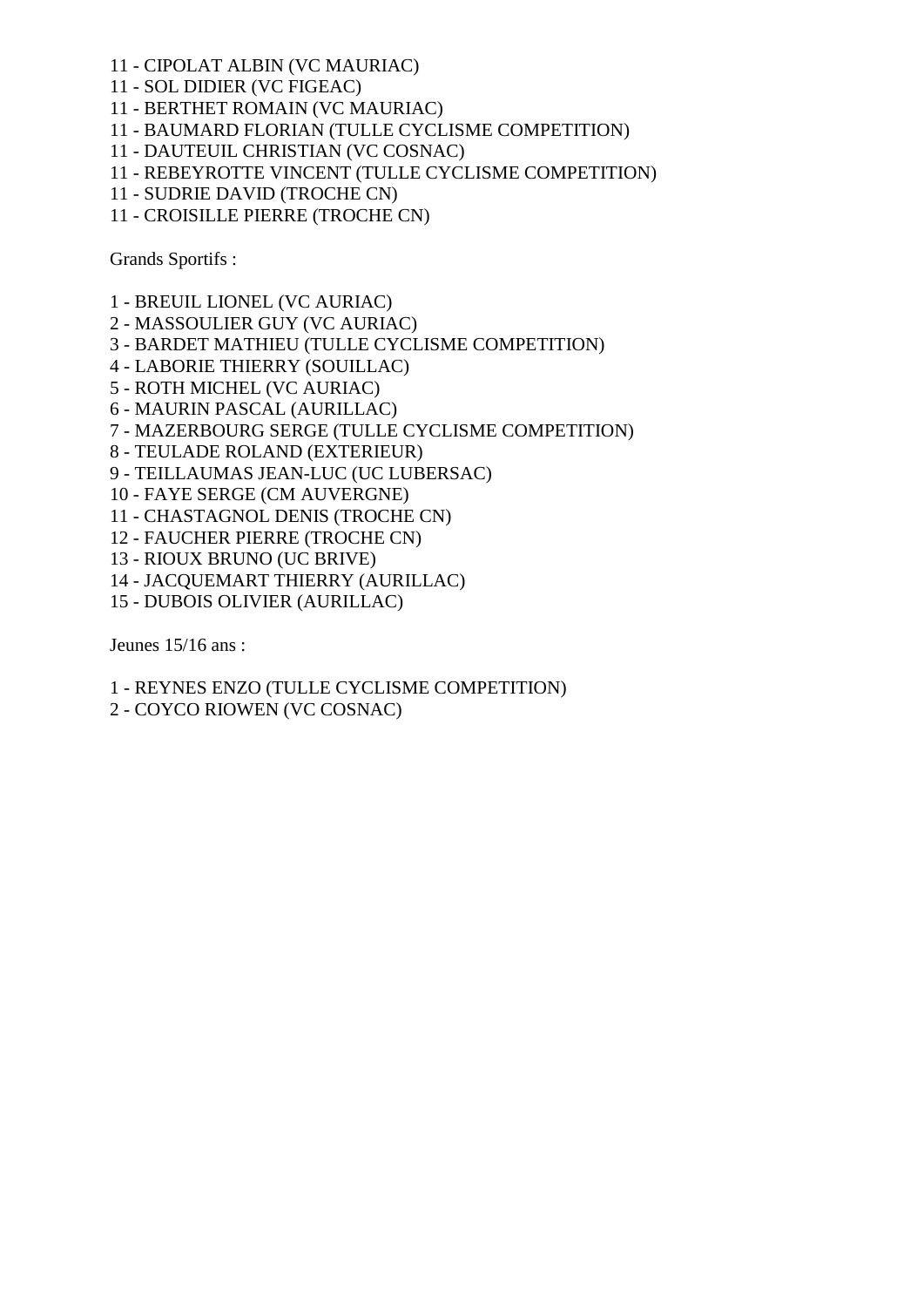11 - CIPOLAT ALBIN (VC MAURIAC)
11 - SOL DIDIER (VC FIGEAC)
11 - BERTHET ROMAIN (VC MAURIAC)
11 - BAUMARD FLORIAN (TULLE CYCLISME COMPETITION)
11 - DAUTEUIL CHRISTIAN (VC COSNAC)
11 - REBEYROTTE VINCENT (TULLE CYCLISME COMPETITION)
11 - SUDRIE DAVID (TROCHE CN)
11 - CROISILLE PIERRE (TROCHE CN)

Grands Sportifs :

1 - BREUIL LIONEL (VC AURIAC)
2 - MASSOULIER GUY (VC AURIAC)
3 - BARDET MATHIEU (TULLE CYCLISME COMPETITION)
4 - LABORIE THIERRY (SOUILLAC)
5 - ROTH MICHEL (VC AURIAC)
6 - MAURIN PASCAL (AURILLAC)
7 - MAZERBOURG SERGE (TULLE CYCLISME COMPETITION)
8 - TEULADE ROLAND (EXTERIEUR)
9 - TEILLAUMAS JEAN-LUC (UC LUBERSAC)
10 - FAYE SERGE (CM AUVERGNE)
11 - CHASTAGNOL DENIS (TROCHE CN)
12 - FAUCHER PIERRE (TROCHE CN)
13 - RIOUX BRUNO (UC BRIVE)
14 - JACQUEMART THIERRY (AURILLAC)
15 - DUBOIS OLIVIER (AURILLAC)

Jeunes 15/16 ans :

1 - REYNES ENZO (TULLE CYCLISME COMPETITION)
2 - COYCO RIOWEN (VC COSNAC)